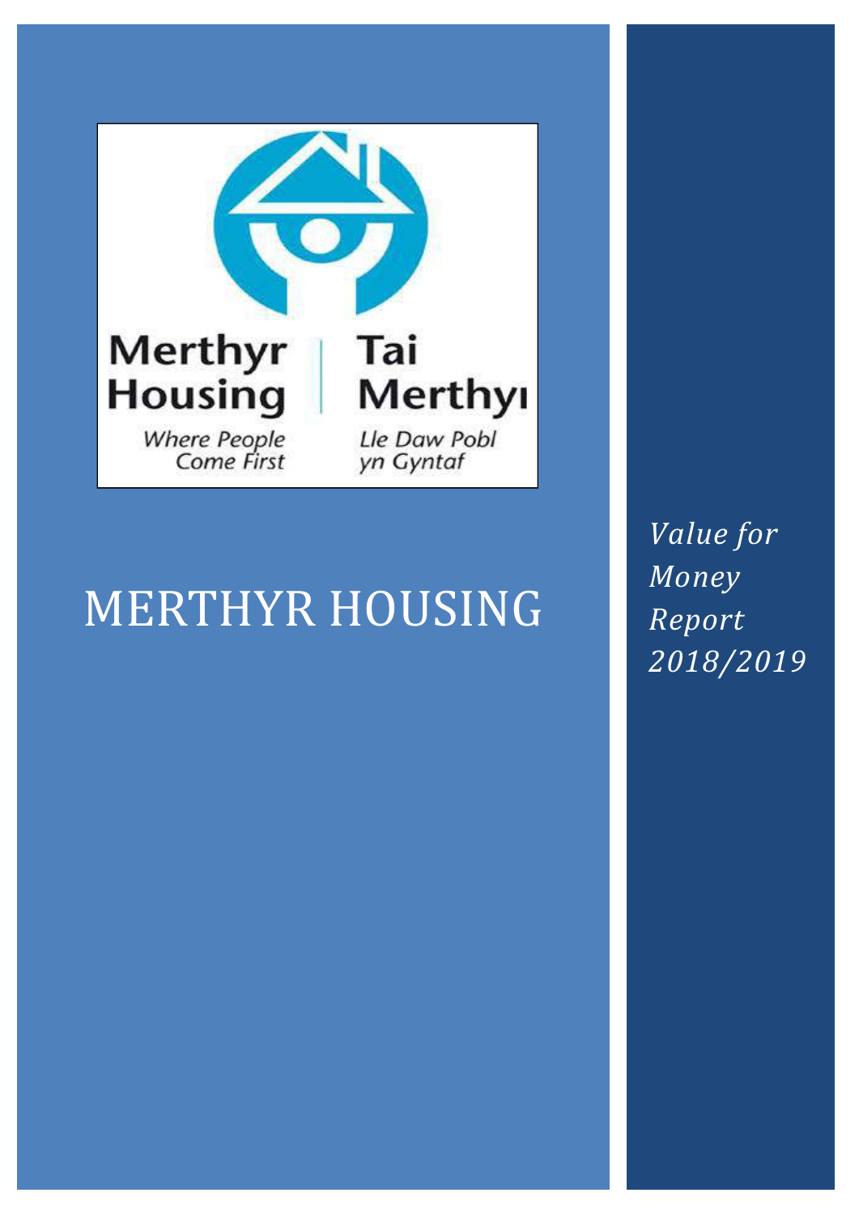Merthyr Housing
Where People Come First

Tai Merthyr
Lle Daw Pobl yn Gyntaf

# MERTHYR HOUSING

*Value for Money Report 2018/2019*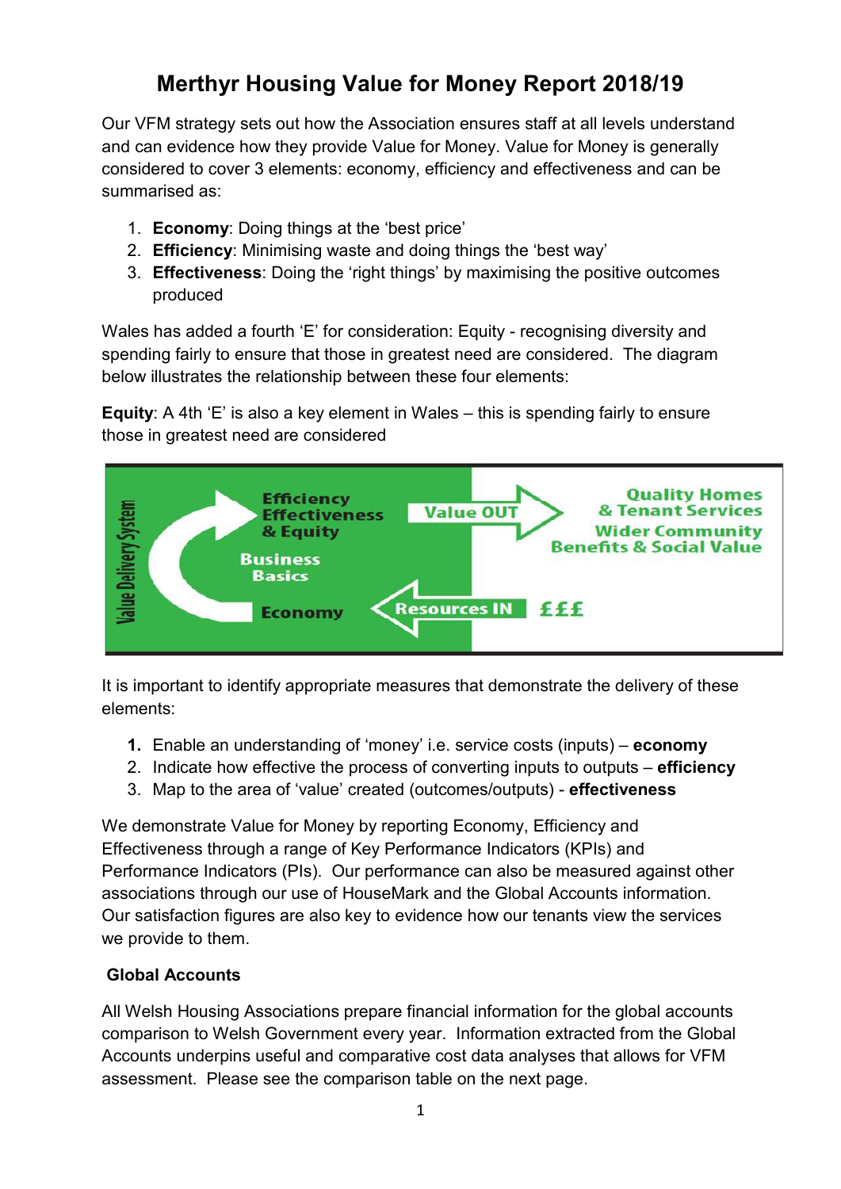# Merthyr Housing Value for Money Report 2018/19

Our VFM strategy sets out how the Association ensures staff at all levels understand and can evidence how they provide Value for Money. Value for Money is generally considered to cover 3 elements: economy, efficiency and effectiveness and can be summarised as:

1. **Economy**: Doing things at the 'best price'
2. **Efficiency**: Minimising waste and doing things the 'best way'
3. **Effectiveness**: Doing the 'right things' by maximising the positive outcomes produced

Wales has added a fourth 'E' for consideration: Equity - recognising diversity and spending fairly to ensure that those in greatest need are considered. The diagram below illustrates the relationship between these four elements:

**Equity**: A 4th 'E' is also a key element in Wales – this is spending fairly to ensure those in greatest need are considered

Value Delivery System

Efficiency
Effectiveness
& Equity

Business Basics

Economy

Value OUT

Resources IN

Quality Homes & Tenant Services

Wider Community Benefits & Social Value

£££

It is important to identify appropriate measures that demonstrate the delivery of these elements:

1. Enable an understanding of 'money' i.e. service costs (inputs) – **economy**
2. Indicate how effective the process of converting inputs to outputs – **efficiency**
3. Map to the area of 'value' created (outcomes/outputs) - **effectiveness**

We demonstrate Value for Money by reporting Economy, Efficiency and Effectiveness through a range of Key Performance Indicators (KPIs) and Performance Indicators (PIs). Our performance can also be measured against other associations through our use of HouseMark and the Global Accounts information. Our satisfaction figures are also key to evidence how our tenants view the services we provide to them.

### Global Accounts

All Welsh Housing Associations prepare financial information for the global accounts comparison to Welsh Government every year. Information extracted from the Global Accounts underpins useful and comparative cost data analyses that allows for VFM assessment. Please see the comparison table on the next page.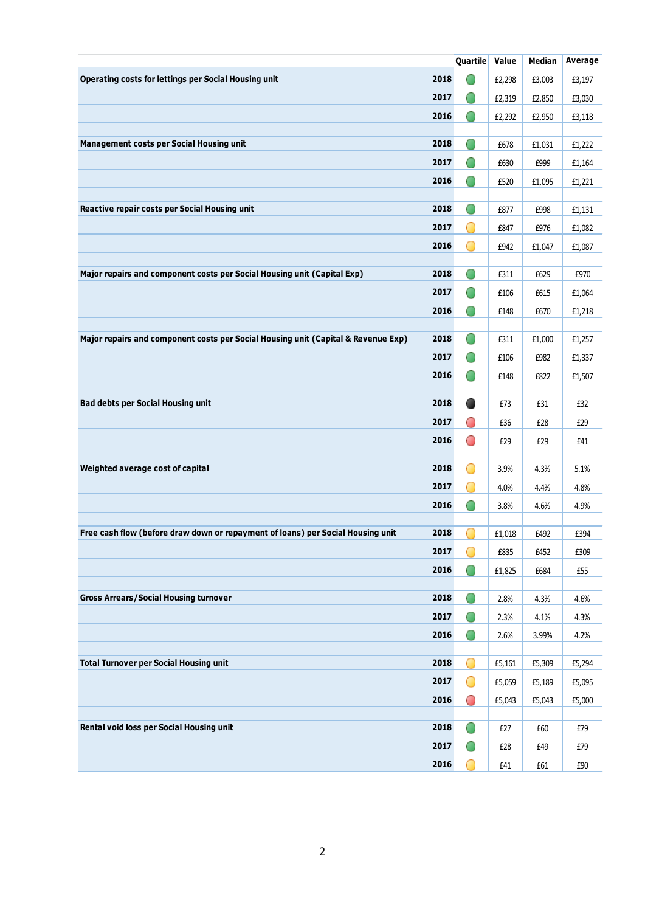| | | Quartile | Value | Median | Average |
|---|---|---|---|---|---|
| **Operating costs for lettings per Social Housing unit** | **2018** | 🟢 | £2,298 | £3,003 | £3,197 |
| | **2017** | 🟢 | £2,319 | £2,850 | £3,030 |
| | **2016** | 🟢 | £2,292 | £2,950 | £3,118 |
| | | | | | |
| **Management costs per Social Housing unit** | **2018** | 🟢 | £678 | £1,031 | £1,222 |
| | **2017** | 🟢 | £630 | £999 | £1,164 |
| | **2016** | 🟢 | £520 | £1,095 | £1,221 |
| | | | | | |
| **Reactive repair costs per Social Housing unit** | **2018** | 🟢 | £877 | £998 | £1,131 |
| | **2017** | 🟡 | £847 | £976 | £1,082 |
| | **2016** | 🟡 | £942 | £1,047 | £1,087 |
| | | | | | |
| **Major repairs and component costs per Social Housing unit (Capital Exp)** | **2018** | 🟢 | £311 | £629 | £970 |
| | **2017** | 🟢 | £106 | £615 | £1,064 |
| | **2016** | 🟢 | £148 | £670 | £1,218 |
| | | | | | |
| **Major repairs and component costs per Social Housing unit (Capital & Revenue Exp)** | **2018** | 🟢 | £311 | £1,000 | £1,257 |
| | **2017** | 🟢 | £106 | £982 | £1,337 |
| | **2016** | 🟢 | £148 | £822 | £1,507 |
| | | | | | |
| **Bad debts per Social Housing unit** | **2018** | ⚫ | £73 | £31 | £32 |
| | **2017** | 🔴 | £36 | £28 | £29 |
| | **2016** | 🔴 | £29 | £29 | £41 |
| | | | | | |
| **Weighted average cost of capital** | **2018** | 🟡 | 3.9% | 4.3% | 5.1% |
| | **2017** | 🟡 | 4.0% | 4.4% | 4.8% |
| | **2016** | 🟢 | 3.8% | 4.6% | 4.9% |
| | | | | | |
| **Free cash flow (before draw down or repayment of loans) per Social Housing unit** | **2018** | 🟡 | £1,018 | £492 | £394 |
| | **2017** | 🟡 | £835 | £452 | £309 |
| | **2016** | 🟢 | £1,825 | £684 | £55 |
| | | | | | |
| **Gross Arrears/Social Housing turnover** | **2018** | 🟢 | 2.8% | 4.3% | 4.6% |
| | **2017** | 🟢 | 2.3% | 4.1% | 4.3% |
| | **2016** | 🟢 | 2.6% | 3.99% | 4.2% |
| | | | | | |
| **Total Turnover per Social Housing unit** | **2018** | 🟡 | £5,161 | £5,309 | £5,294 |
| | **2017** | 🟡 | £5,059 | £5,189 | £5,095 |
| | **2016** | 🔴 | £5,043 | £5,043 | £5,000 |
| | | | | | |
| **Rental void loss per Social Housing unit** | **2018** | 🟢 | £27 | £60 | £79 |
| | **2017** | 🟢 | £28 | £49 | £79 |
| | **2016** | 🟡 | £41 | £61 | £90 |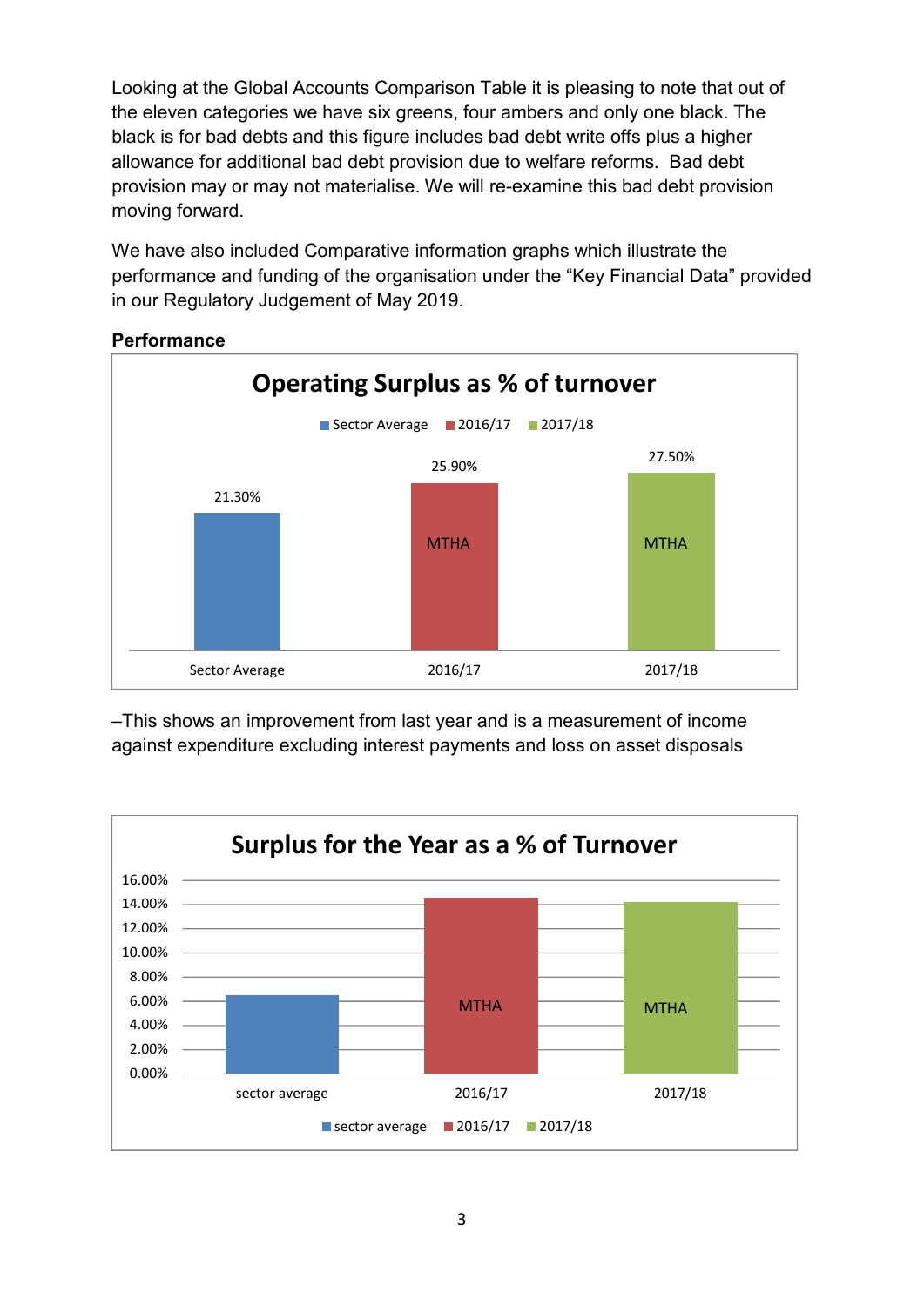Looking at the Global Accounts Comparison Table it is pleasing to note that out of the eleven categories we have six greens, four ambers and only one black. The black is for bad debts and this figure includes bad debt write offs plus a higher allowance for additional bad debt provision due to welfare reforms. Bad debt provision may or may not materialise. We will re-examine this bad debt provision moving forward.

We have also included Comparative information graphs which illustrate the performance and funding of the organisation under the "Key Financial Data" provided in our Regulatory Judgement of May 2019.

**Performance**

**Operating Surplus as % of turnover**

| | Sector Average | 2016/17 (MTHA) | 2017/18 (MTHA) |
|---|---|---|---|
| Operating Surplus as % of turnover | 21.30% | 25.90% | 27.50% |

–This shows an improvement from last year and is a measurement of income against expenditure excluding interest payments and loss on asset disposals

**Surplus for the Year as a % of Turnover**

| | sector average | 2016/17 (MTHA) | 2017/18 (MTHA) |
|---|---|---|---|
| Surplus for the Year as a % of Turnover | ~6.5% | ~14.5% | ~14.2% |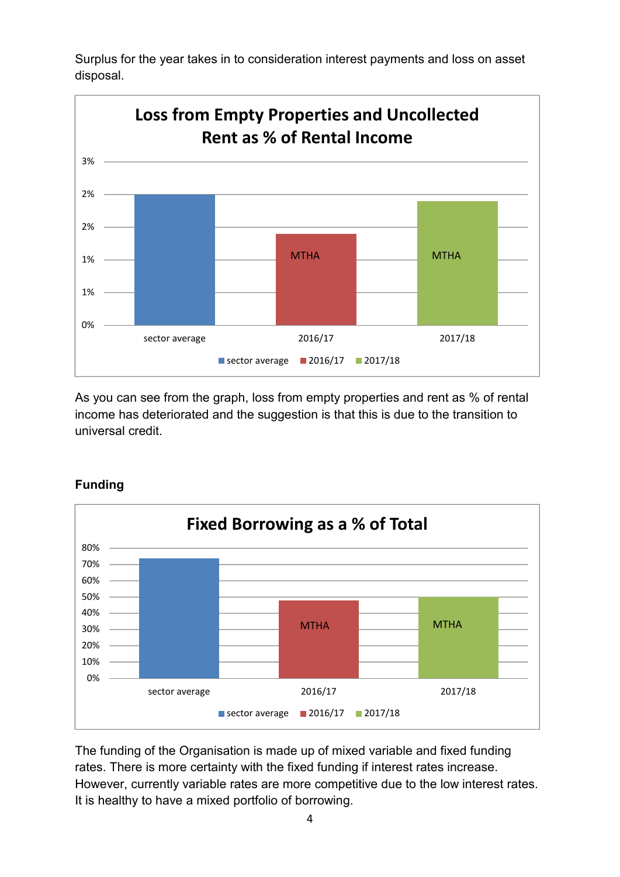Surplus for the year takes in to consideration interest payments and loss on asset disposal.

**Loss from Empty Properties and Uncollected Rent as % of Rental Income**

| | sector average | 2016/17 (MTHA) | 2017/18 (MTHA) |
|---|---|---|---|
| Loss from Empty Properties and Uncollected Rent as % of Rental Income | 2% | 1% | 2% |

As you can see from the graph, loss from empty properties and rent as % of rental income has deteriorated and the suggestion is that this is due to the transition to universal credit.

## Funding

**Fixed Borrowing as a % of Total**

| | sector average | 2016/17 (MTHA) | 2017/18 (MTHA) |
|---|---|---|---|
| Fixed Borrowing as a % of Total | 74% | 48% | 50% |

The funding of the Organisation is made up of mixed variable and fixed funding rates. There is more certainty with the fixed funding if interest rates increase. However, currently variable rates are more competitive due to the low interest rates. It is healthy to have a mixed portfolio of borrowing.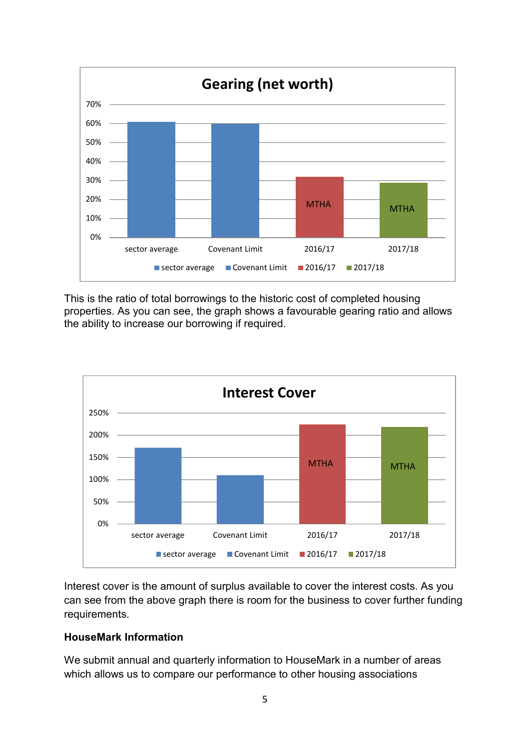**Gearing (net worth)**

This is the ratio of total borrowings to the historic cost of completed housing properties. As you can see, the graph shows a favourable gearing ratio and allows the ability to increase our borrowing if required.

**Interest Cover**

Interest cover is the amount of surplus available to cover the interest costs. As you can see from the above graph there is room for the business to cover further funding requirements.

**HouseMark Information**

We submit annual and quarterly information to HouseMark in a number of areas which allows us to compare our performance to other housing associations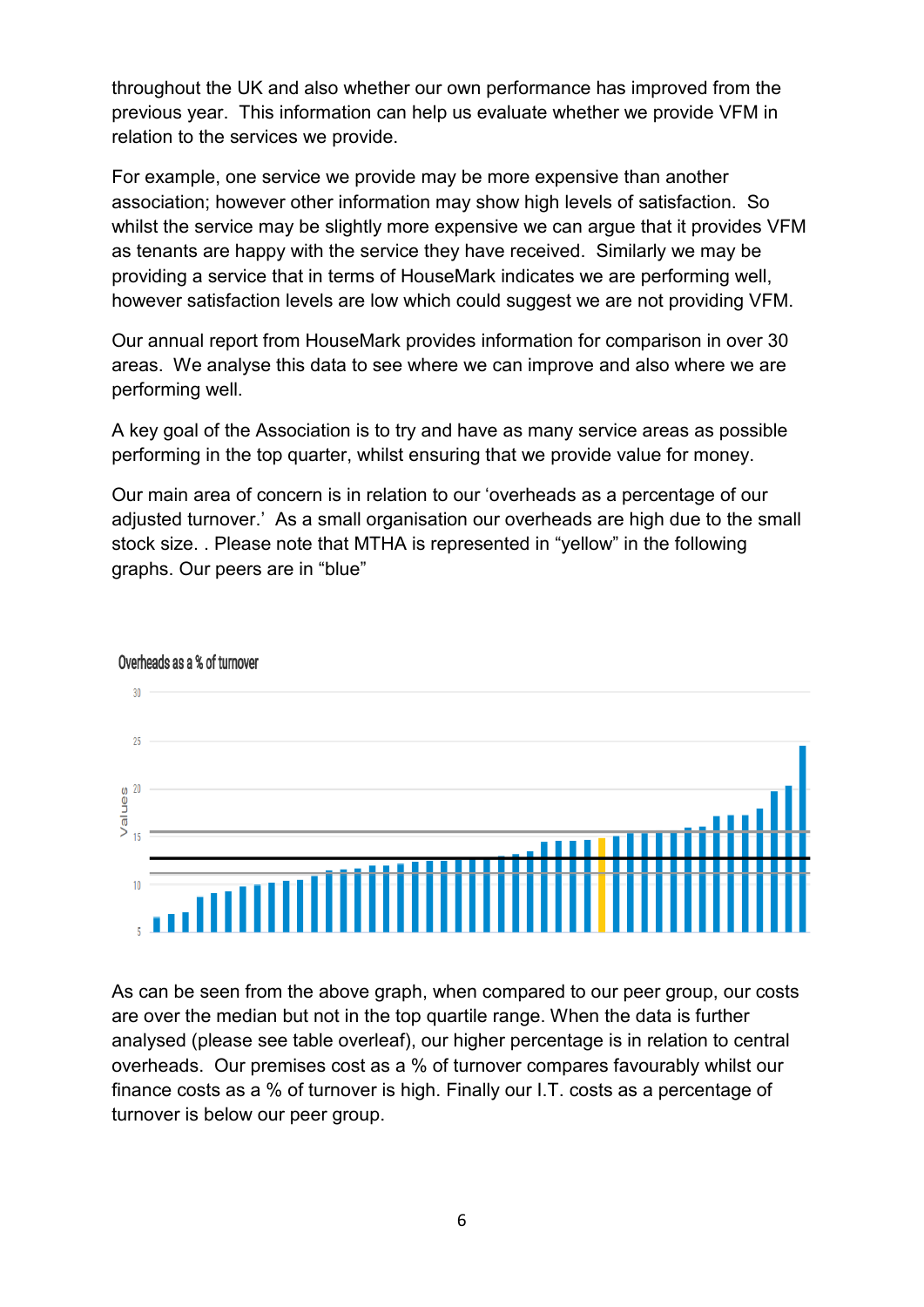throughout the UK and also whether our own performance has improved from the previous year. This information can help us evaluate whether we provide VFM in relation to the services we provide.

For example, one service we provide may be more expensive than another association; however other information may show high levels of satisfaction. So whilst the service may be slightly more expensive we can argue that it provides VFM as tenants are happy with the service they have received. Similarly we may be providing a service that in terms of HouseMark indicates we are performing well, however satisfaction levels are low which could suggest we are not providing VFM.

Our annual report from HouseMark provides information for comparison in over 30 areas. We analyse this data to see where we can improve and also where we are performing well.

A key goal of the Association is to try and have as many service areas as possible performing in the top quarter, whilst ensuring that we provide value for money.

Our main area of concern is in relation to our 'overheads as a percentage of our adjusted turnover.' As a small organisation our overheads are high due to the small stock size. . Please note that MTHA is represented in "yellow" in the following graphs. Our peers are in "blue"

Overheads as a % of turnover

As can be seen from the above graph, when compared to our peer group, our costs are over the median but not in the top quartile range. When the data is further analysed (please see table overleaf), our higher percentage is in relation to central overheads. Our premises cost as a % of turnover compares favourably whilst our finance costs as a % of turnover is high. Finally our I.T. costs as a percentage of turnover is below our peer group.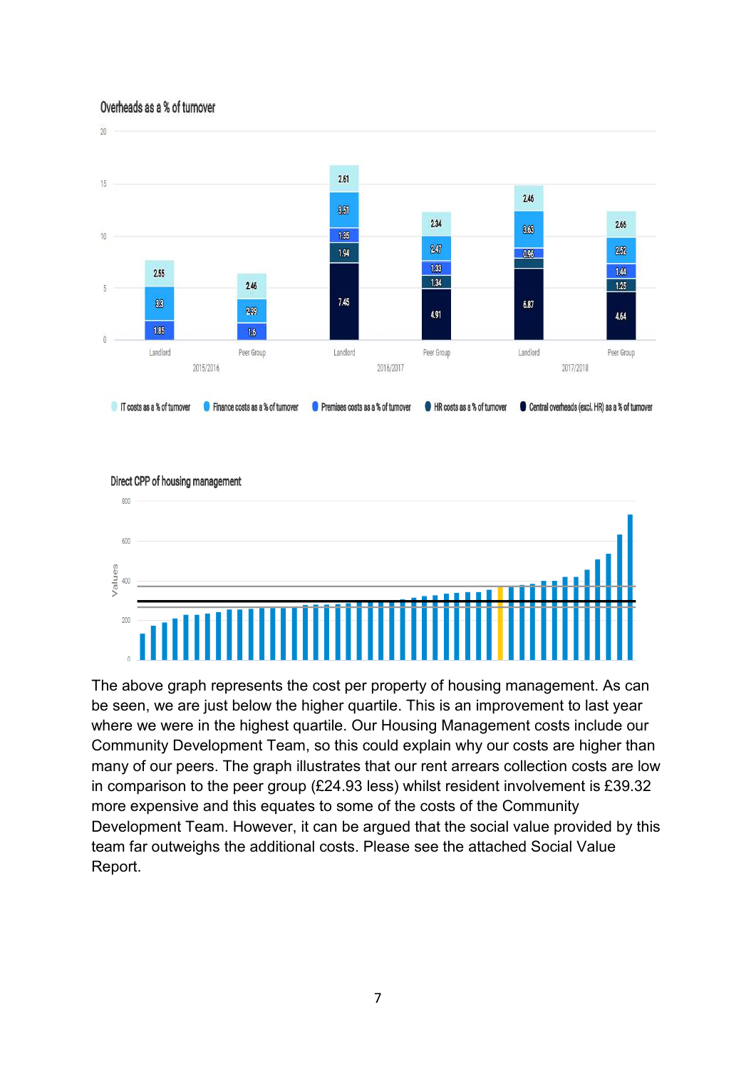Overheads as a % of turnover

| | 2015/2016 Landlord | 2015/2016 Peer Group | 2016/2017 Landlord | 2016/2017 Peer Group | 2017/2018 Landlord | 2017/2018 Peer Group |
|---|---|---|---|---|---|---|
| IT costs as a % of turnover | 2.55 | 2.46 | 2.61 | 2.34 | 2.46 | 2.66 |
| Finance costs as a % of turnover | 3.3 | 2.99 | 3.51 | 2.47 | 3.63 | 2.52 |
| Premises costs as a % of turnover | 1.85 | 1.6 | 1.35 | 1.33 | 0.96 | 1.44 |
| HR costs as a % of turnover | | | 1.94 | 1.34 | | 1.25 |
| Central overheads (excl. HR) as a % of turnover | | | 7.45 | 4.91 | 6.87 | 4.64 |

Direct CPP of housing management

The above graph represents the cost per property of housing management. As can be seen, we are just below the higher quartile. This is an improvement to last year where we were in the highest quartile. Our Housing Management costs include our Community Development Team, so this could explain why our costs are higher than many of our peers. The graph illustrates that our rent arrears collection costs are low in comparison to the peer group (£24.93 less) whilst resident involvement is £39.32 more expensive and this equates to some of the costs of the Community Development Team. However, it can be argued that the social value provided by this team far outweighs the additional costs. Please see the attached Social Value Report.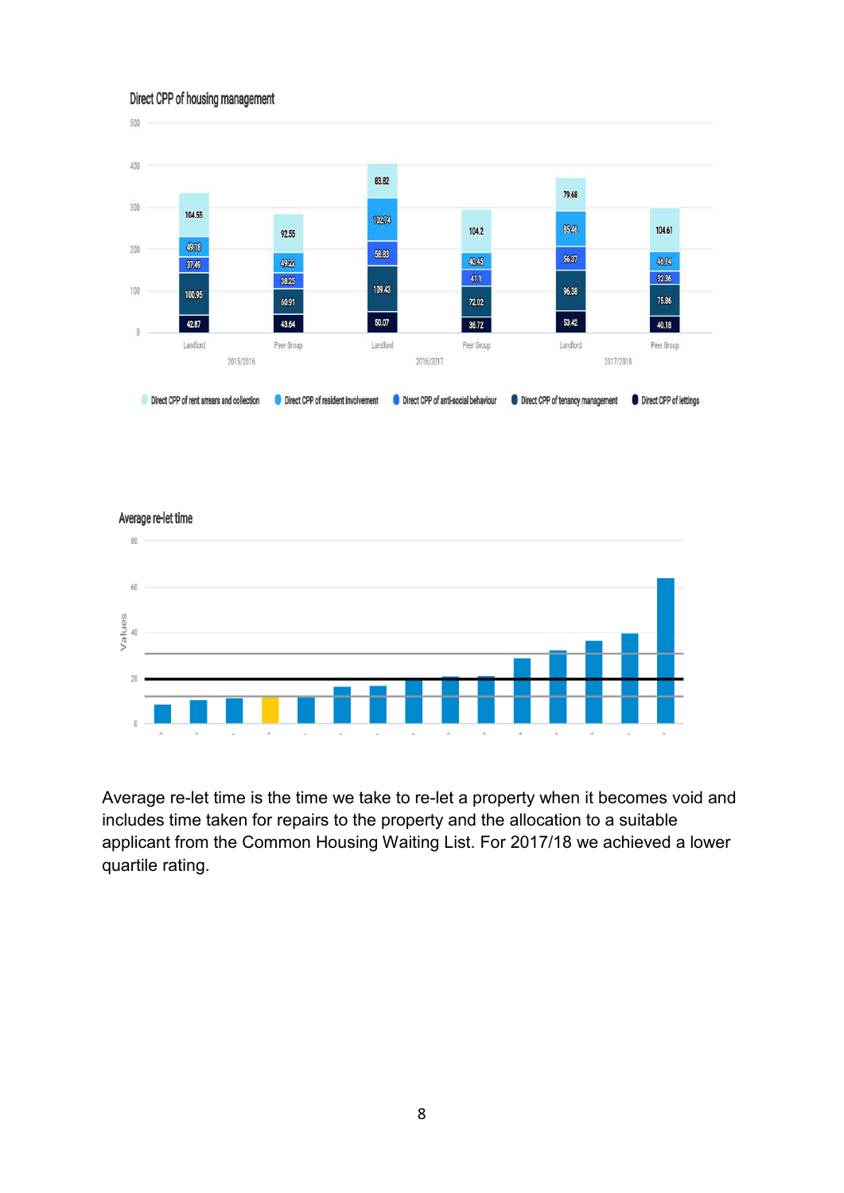**Direct CPP of housing management**

| Year | Group | Direct CPP of lettings | Direct CPP of tenancy management | Direct CPP of anti-social behaviour | Direct CPP of resident involvement | Direct CPP of rent arrears and collection |
|---|---|---|---|---|---|---|
| 2015/2016 | Landlord | 42.87 | 100.95 | 37.49 | 49.18 | 104.55 |
| 2015/2016 | Peer Group | 43.64 | 60.91 | 38.25 | 49.22 | 92.55 |
| 2016/2017 | Landlord | 50.07 | 109.43 | 58.83 | 102.74 | 83.82 |
| 2016/2017 | Peer Group | 38.72 | 72.02 | 41.1 | 40.45 | 104.2 |
| 2017/2018 | Landlord | 53.42 | 96.38 | 56.37 | 85.46 | 79.68 |
| 2017/2018 | Peer Group | 40.18 | 75.86 | 32.36 | 46.14 | 104.61 |

**Average re-let time**

Average re-let time is the time we take to re-let a property when it becomes void and includes time taken for repairs to the property and the allocation to a suitable applicant from the Common Housing Waiting List. For 2017/18 we achieved a lower quartile rating.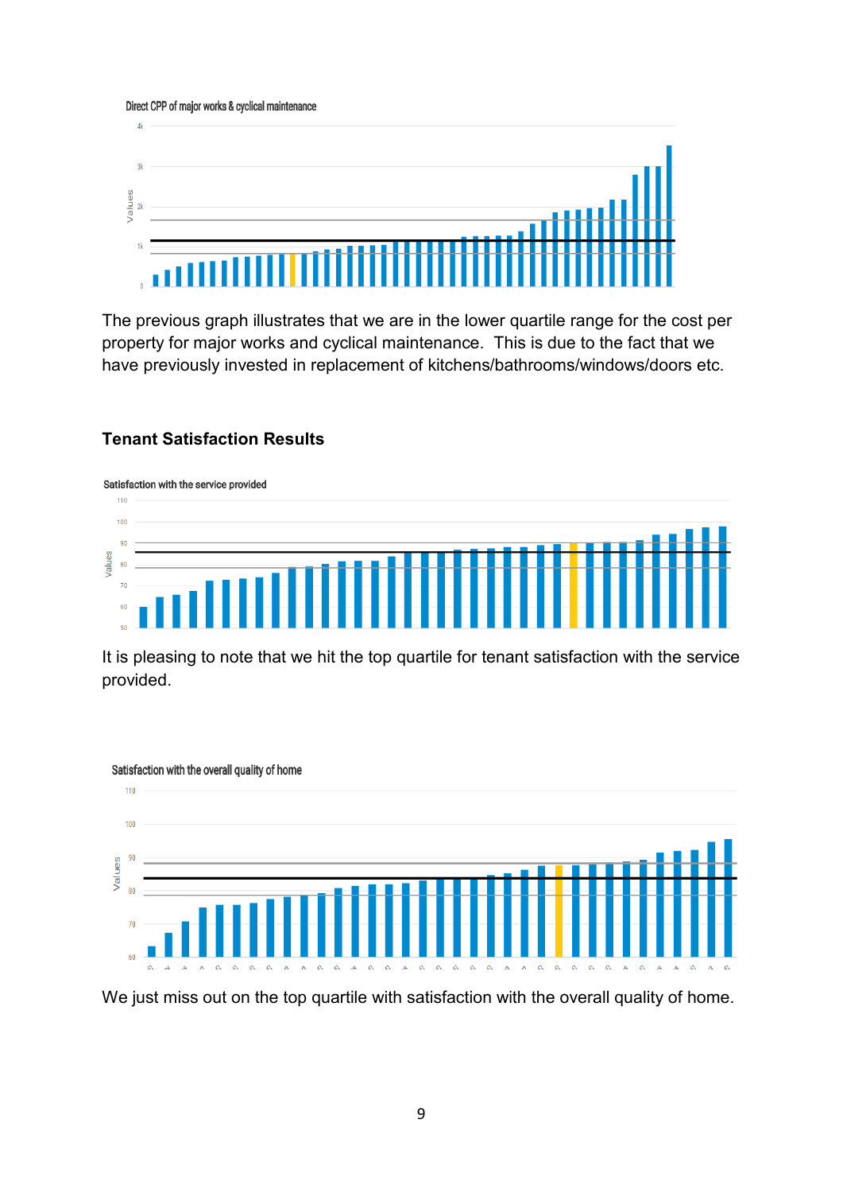Direct CPP of major works & cyclical maintenance

The previous graph illustrates that we are in the lower quartile range for the cost per property for major works and cyclical maintenance. This is due to the fact that we have previously invested in replacement of kitchens/bathrooms/windows/doors etc.

## Tenant Satisfaction Results

Satisfaction with the service provided

It is pleasing to note that we hit the top quartile for tenant satisfaction with the service provided.

Satisfaction with the overall quality of home

We just miss out on the top quartile with satisfaction with the overall quality of home.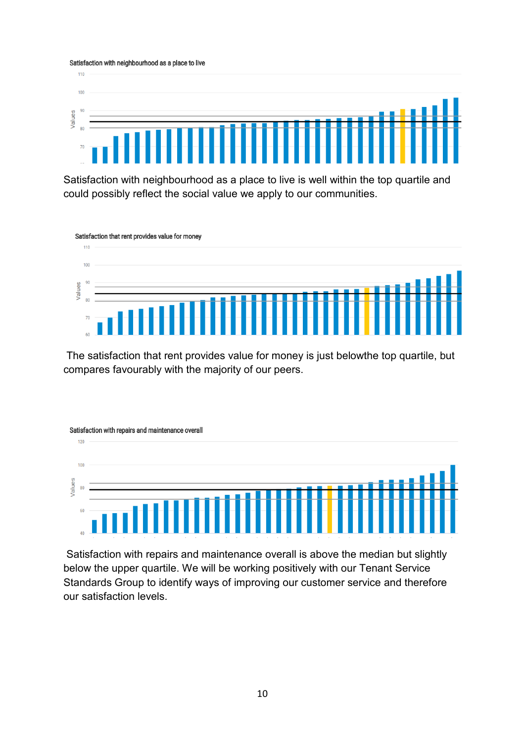Satisfaction with neighbourhood as a place to live

Satisfaction with neighbourhood as a place to live is well within the top quartile and could possibly reflect the social value we apply to our communities.

Satisfaction that rent provides value for money

The satisfaction that rent provides value for money is just belowthe top quartile, but compares favourably with the majority of our peers.

Satisfaction with repairs and maintenance overall

Satisfaction with repairs and maintenance overall is above the median but slightly below the upper quartile. We will be working positively with our Tenant Service Standards Group to identify ways of improving our customer service and therefore our satisfaction levels.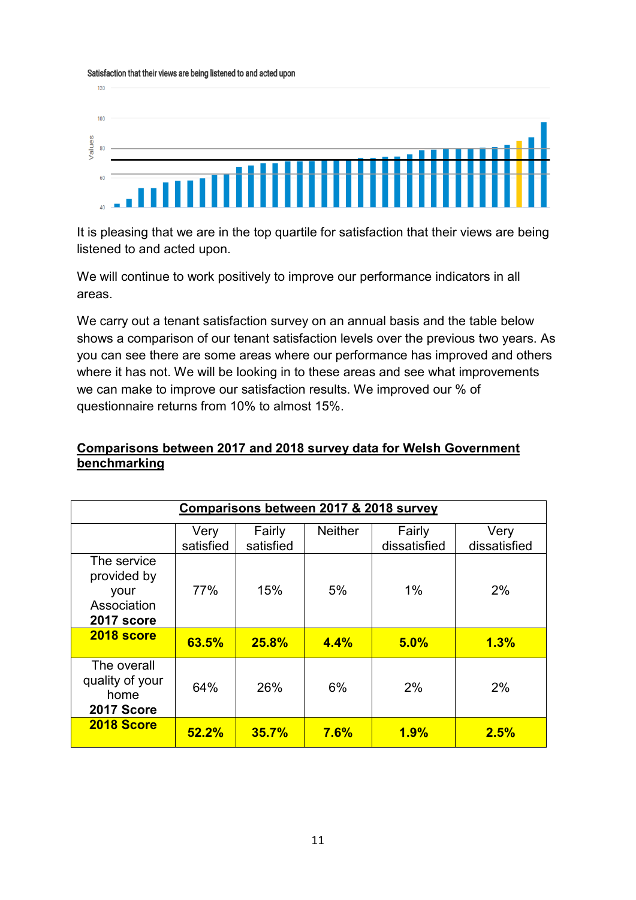Satisfaction that their views are being listened to and acted upon

It is pleasing that we are in the top quartile for satisfaction that their views are being listened to and acted upon.

We will continue to work positively to improve our performance indicators in all areas.

We carry out a tenant satisfaction survey on an annual basis and the table below shows a comparison of our tenant satisfaction levels over the previous two years. As you can see there are some areas where our performance has improved and others where it has not. We will be looking in to these areas and see what improvements we can make to improve our satisfaction results. We improved our % of questionnaire returns from 10% to almost 15%.

## Comparisons between 2017 and 2018 survey data for Welsh Government benchmarking

**Comparisons between 2017 & 2018 survey**

| | Very satisfied | Fairly satisfied | Neither | Fairly dissatisfied | Very dissatisfied |
|---|---|---|---|---|---|
| The service provided by your Association **2017 score** | 77% | 15% | 5% | 1% | 2% |
| **2018 score** | **63.5%** | **25.8%** | **4.4%** | **5.0%** | **1.3%** |
| The overall quality of your home **2017 Score** | 64% | 26% | 6% | 2% | 2% |
| **2018 Score** | **52.2%** | **35.7%** | **7.6%** | **1.9%** | **2.5%** |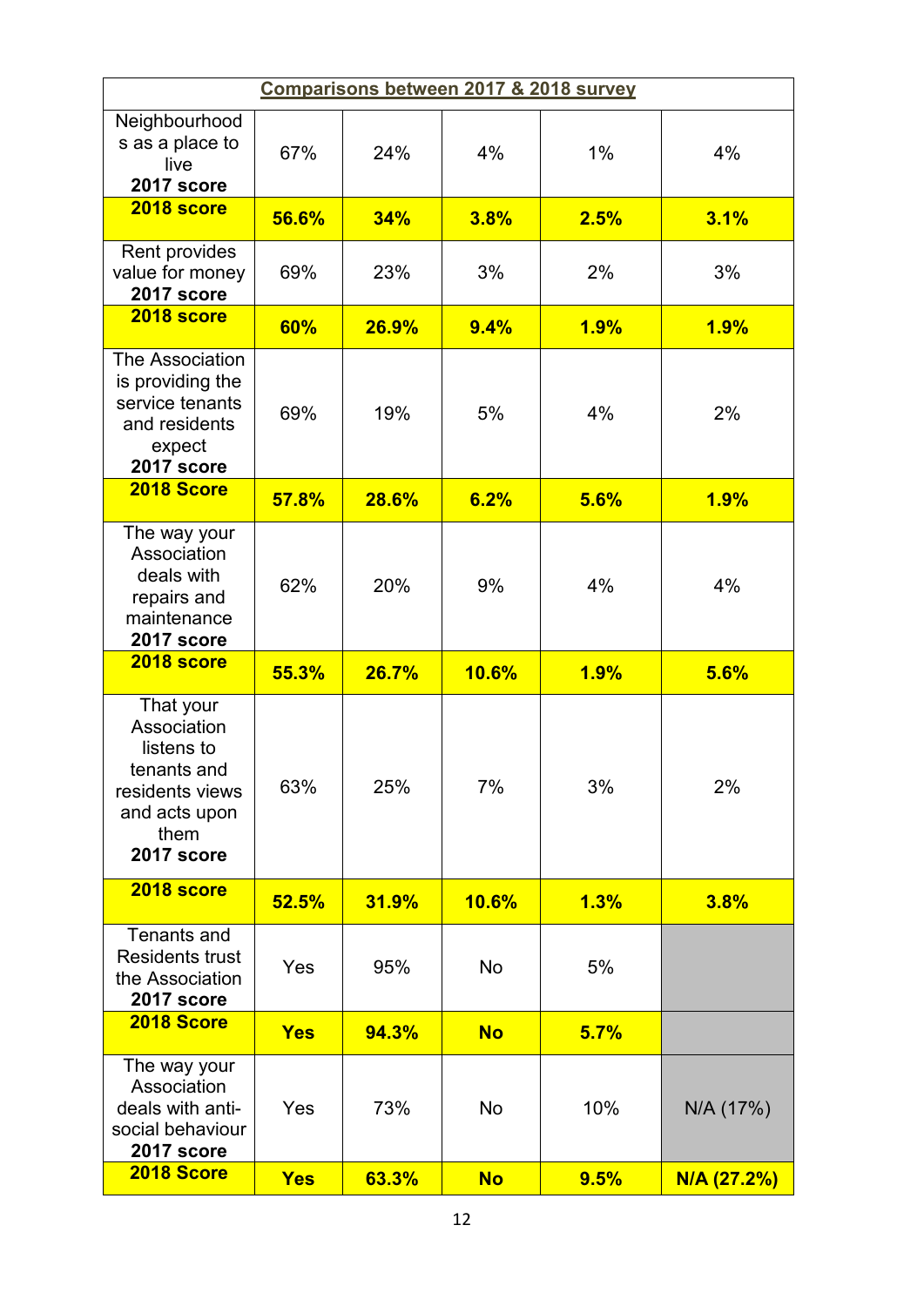| Comparisons between 2017 & 2018 survey | | | | | |
|---|---|---|---|---|---|
| Neighbourhoods as a place to live **2017 score** | 67% | 24% | 4% | 1% | 4% |
| **2018 score** | **56.6%** | **34%** | **3.8%** | **2.5%** | **3.1%** |
| Rent provides value for money **2017 score** | 69% | 23% | 3% | 2% | 3% |
| **2018 score** | **60%** | **26.9%** | **9.4%** | **1.9%** | **1.9%** |
| The Association is providing the service tenants and residents expect **2017 score** | 69% | 19% | 5% | 4% | 2% |
| **2018 Score** | **57.8%** | **28.6%** | **6.2%** | **5.6%** | **1.9%** |
| The way your Association deals with repairs and maintenance **2017 score** | 62% | 20% | 9% | 4% | 4% |
| **2018 score** | **55.3%** | **26.7%** | **10.6%** | **1.9%** | **5.6%** |
| That your Association listens to tenants and residents views and acts upon them **2017 score** | 63% | 25% | 7% | 3% | 2% |
| **2018 score** | **52.5%** | **31.9%** | **10.6%** | **1.3%** | **3.8%** |
| Tenants and Residents trust the Association **2017 score** | Yes | 95% | No | 5% | |
| **2018 Score** | **Yes** | **94.3%** | **No** | **5.7%** | |
| The way your Association deals with anti-social behaviour **2017 score** | Yes | 73% | No | 10% | N/A (17%) |
| **2018 Score** | **Yes** | **63.3%** | **No** | **9.5%** | **N/A (27.2%)** |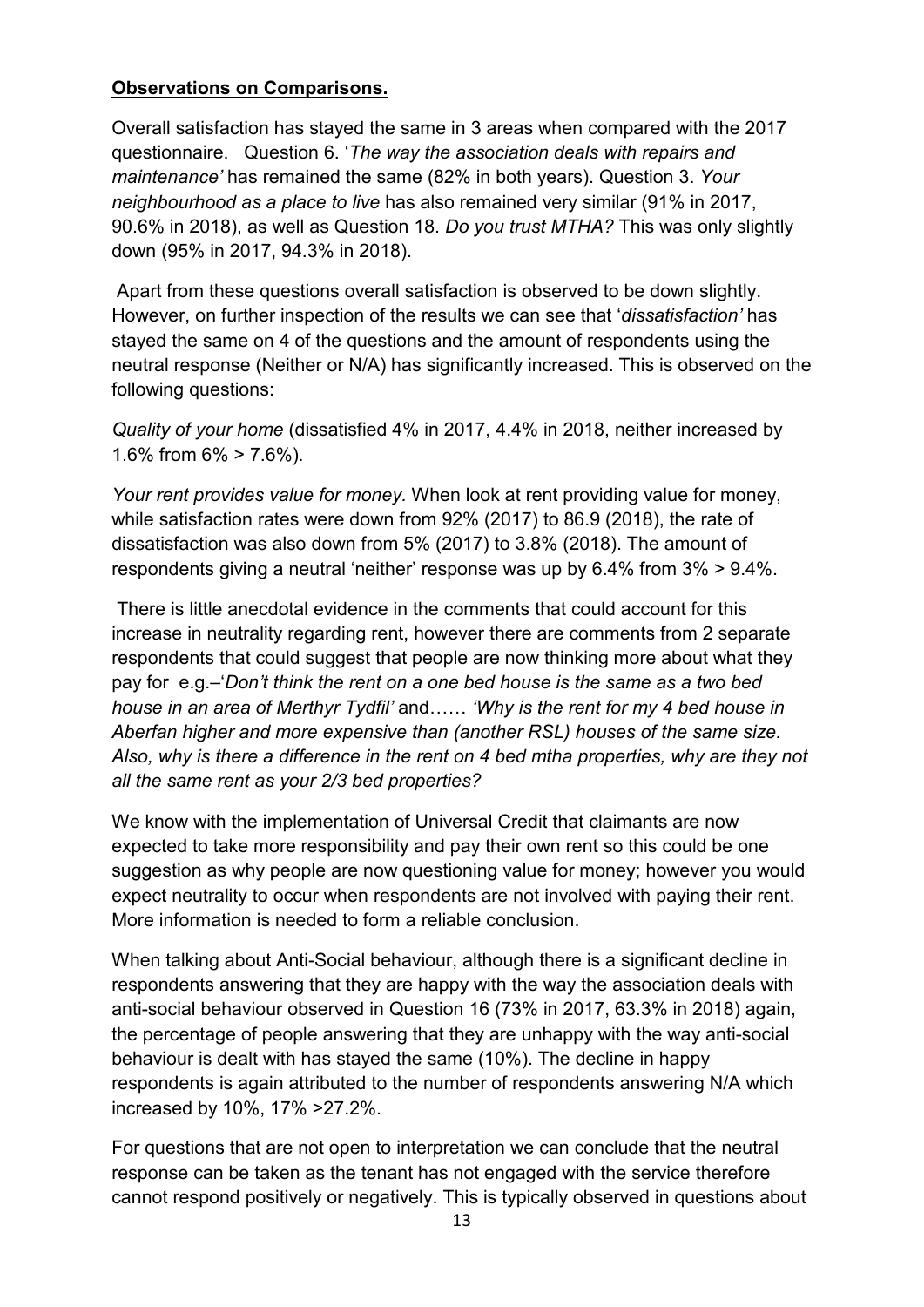**Observations on Comparisons.**

Overall satisfaction has stayed the same in 3 areas when compared with the 2017 questionnaire. Question 6. '*The way the association deals with repairs and maintenance'* has remained the same (82% in both years). Question 3. *Your neighbourhood as a place to live* has also remained very similar (91% in 2017, 90.6% in 2018), as well as Question 18. *Do you trust MTHA?* This was only slightly down (95% in 2017, 94.3% in 2018).

Apart from these questions overall satisfaction is observed to be down slightly. However, on further inspection of the results we can see that '*dissatisfaction'* has stayed the same on 4 of the questions and the amount of respondents using the neutral response (Neither or N/A) has significantly increased. This is observed on the following questions:

*Quality of your home* (dissatisfied 4% in 2017, 4.4% in 2018, neither increased by 1.6% from 6% > 7.6%).

*Your rent provides value for money.* When look at rent providing value for money, while satisfaction rates were down from 92% (2017) to 86.9 (2018), the rate of dissatisfaction was also down from 5% (2017) to 3.8% (2018). The amount of respondents giving a neutral 'neither' response was up by 6.4% from 3% > 9.4%.

There is little anecdotal evidence in the comments that could account for this increase in neutrality regarding rent, however there are comments from 2 separate respondents that could suggest that people are now thinking more about what they pay for e.g.–'*Don't think the rent on a one bed house is the same as a two bed house in an area of Merthyr Tydfil'* and…… *'Why is the rent for my 4 bed house in Aberfan higher and more expensive than (another RSL) houses of the same size. Also, why is there a difference in the rent on 4 bed mtha properties, why are they not all the same rent as your 2/3 bed properties?*

We know with the implementation of Universal Credit that claimants are now expected to take more responsibility and pay their own rent so this could be one suggestion as why people are now questioning value for money; however you would expect neutrality to occur when respondents are not involved with paying their rent. More information is needed to form a reliable conclusion.

When talking about Anti-Social behaviour, although there is a significant decline in respondents answering that they are happy with the way the association deals with anti-social behaviour observed in Question 16 (73% in 2017, 63.3% in 2018) again, the percentage of people answering that they are unhappy with the way anti-social behaviour is dealt with has stayed the same (10%). The decline in happy respondents is again attributed to the number of respondents answering N/A which increased by 10%, 17% >27.2%.

For questions that are not open to interpretation we can conclude that the neutral response can be taken as the tenant has not engaged with the service therefore cannot respond positively or negatively. This is typically observed in questions about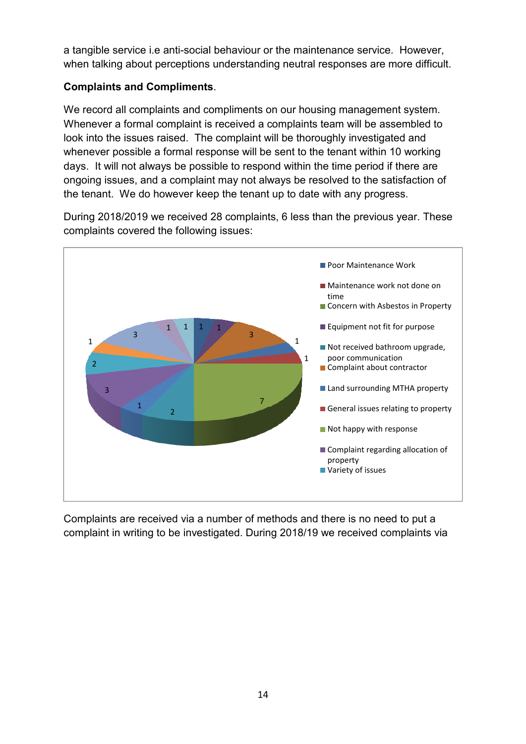a tangible service i.e anti-social behaviour or the maintenance service. However, when talking about perceptions understanding neutral responses are more difficult.

**Complaints and Compliments**.

We record all complaints and compliments on our housing management system. Whenever a formal complaint is received a complaints team will be assembled to look into the issues raised. The complaint will be thoroughly investigated and whenever possible a formal response will be sent to the tenant within 10 working days. It will not always be possible to respond within the time period if there are ongoing issues, and a complaint may not always be resolved to the satisfaction of the tenant. We do however keep the tenant up to date with any progress.

During 2018/2019 we received 28 complaints, 6 less than the previous year. These complaints covered the following issues:

- Poor Maintenance Work
- Maintenance work not done on time
- Concern with Asbestos in Property
- Equipment not fit for purpose
- Not received bathroom upgrade, poor communication
- Complaint about contractor
- Land surrounding MTHA property
- General issues relating to property
- Not happy with response
- Complaint regarding allocation of property
- Variety of issues

Complaints are received via a number of methods and there is no need to put a complaint in writing to be investigated. During 2018/19 we received complaints via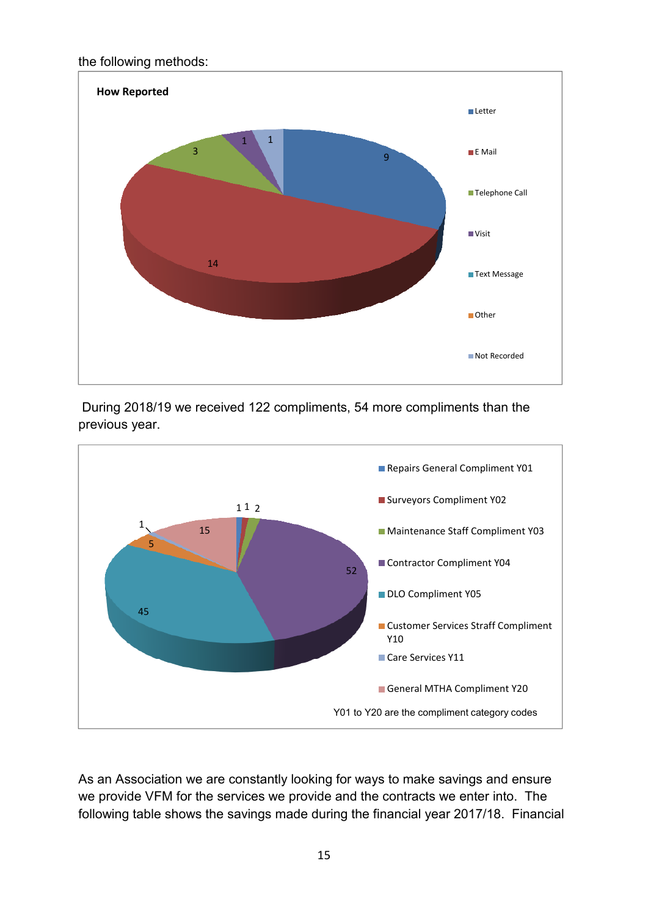the following methods:

**How Reported**

| Method | Count |
| --- | --- |
| Letter | 9 |
| E Mail | 14 |
| Telephone Call | 3 |
| Visit | 1 |
| Text Message | |
| Other | |
| Not Recorded | 1 |

During 2018/19 we received 122 compliments, 54 more compliments than the previous year.

| Category | Count |
| --- | --- |
| Repairs General Compliment Y01 | 1 |
| Surveyors Compliment Y02 | 1 |
| Maintenance Staff Compliment Y03 | 2 |
| Contractor Compliment Y04 | 52 |
| DLO Compliment Y05 | 45 |
| Customer Services Straff Compliment Y10 | 5 |
| Care Services Y11 | 1 |
| General MTHA Compliment Y20 | 15 |

Y01 to Y20 are the compliment category codes

As an Association we are constantly looking for ways to make savings and ensure we provide VFM for the services we provide and the contracts we enter into. The following table shows the savings made during the financial year 2017/18. Financial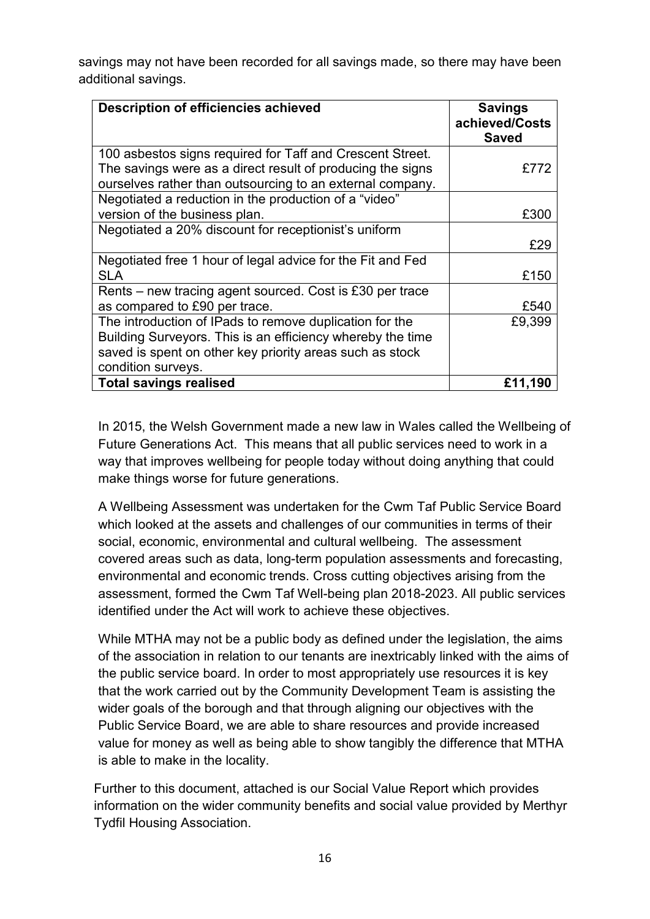savings may not have been recorded for all savings made, so there may have been additional savings.

| **Description of efficiencies achieved** | **Savings achieved/Costs Saved** |
|---|---|
| 100 asbestos signs required for Taff and Crescent Street. The savings were as a direct result of producing the signs ourselves rather than outsourcing to an external company. | £772 |
| Negotiated a reduction in the production of a "video" version of the business plan. | £300 |
| Negotiated a 20% discount for receptionist's uniform | £29 |
| Negotiated free 1 hour of legal advice for the Fit and Fed SLA | £150 |
| Rents – new tracing agent sourced. Cost is £30 per trace as compared to £90 per trace. | £540 |
| The introduction of IPads to remove duplication for the Building Surveyors. This is an efficiency whereby the time saved is spent on other key priority areas such as stock condition surveys. | £9,399 |
| **Total savings realised** | **£11,190** |

In 2015, the Welsh Government made a new law in Wales called the Wellbeing of Future Generations Act. This means that all public services need to work in a way that improves wellbeing for people today without doing anything that could make things worse for future generations.

A Wellbeing Assessment was undertaken for the Cwm Taf Public Service Board which looked at the assets and challenges of our communities in terms of their social, economic, environmental and cultural wellbeing. The assessment covered areas such as data, long-term population assessments and forecasting, environmental and economic trends. Cross cutting objectives arising from the assessment, formed the Cwm Taf Well-being plan 2018-2023. All public services identified under the Act will work to achieve these objectives.

While MTHA may not be a public body as defined under the legislation, the aims of the association in relation to our tenants are inextricably linked with the aims of the public service board. In order to most appropriately use resources it is key that the work carried out by the Community Development Team is assisting the wider goals of the borough and that through aligning our objectives with the Public Service Board, we are able to share resources and provide increased value for money as well as being able to show tangibly the difference that MTHA is able to make in the locality.

Further to this document, attached is our Social Value Report which provides information on the wider community benefits and social value provided by Merthyr Tydfil Housing Association.